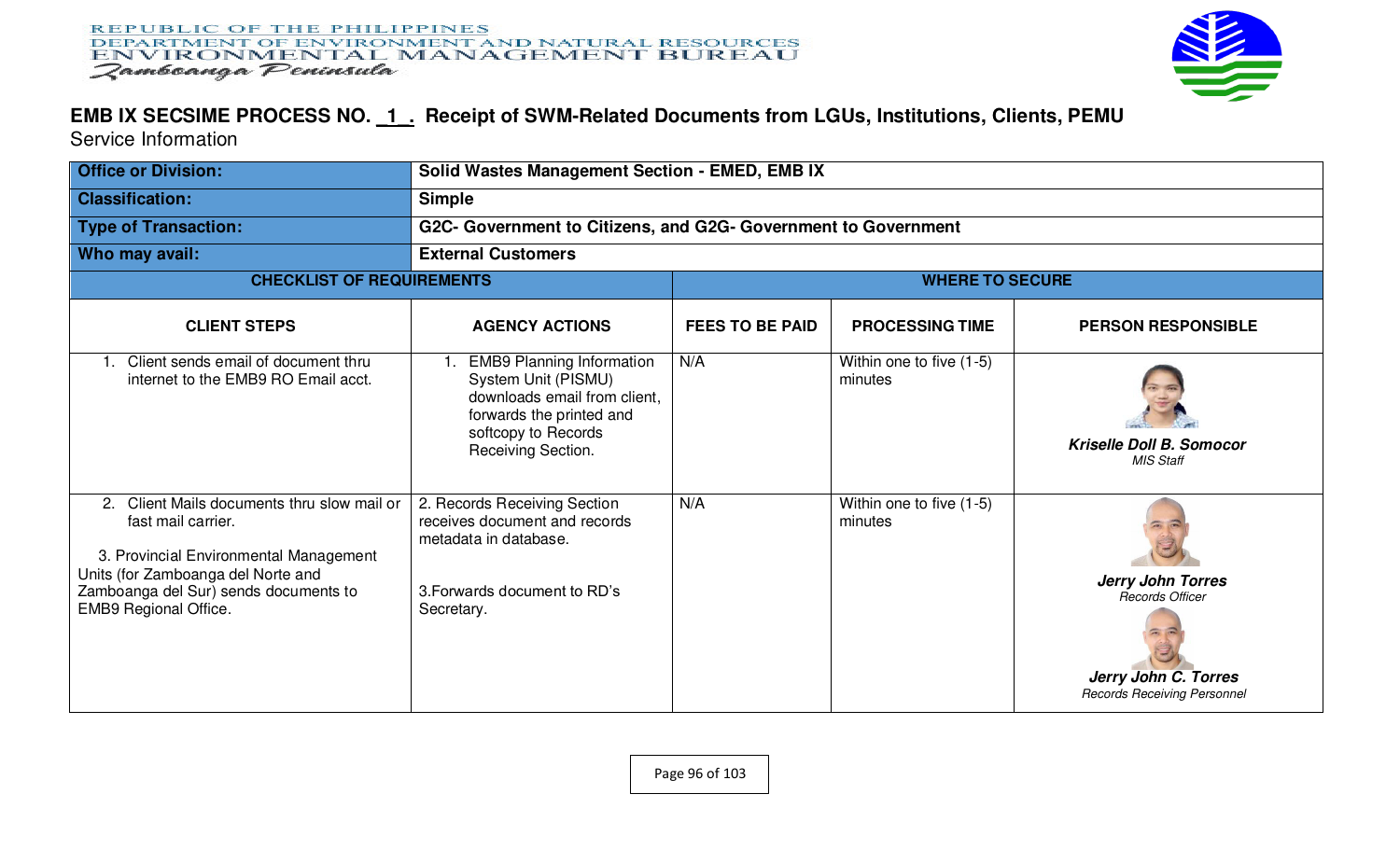REPUBLIC OF THE PHILIPPINES
DEPARTMENT OF ENVIRONMENT AND NATURAL RESOURCES
ENVIRONMENTAL MANAGEMENT BUREAU
*Zamboanga Peninsula*

## EMB IX SECSIME PROCESS NO. _1_. Receipt of SWM-Related Documents from LGUs, Institutions, Clients, PEMU

Service Information

| | |
|---|---|
| **Office or Division:** | **Solid Wastes Management Section - EMED, EMB IX** |
| **Classification:** | **Simple** |
| **Type of Transaction:** | **G2C- Government to Citizens, and G2G- Government to Government** |
| **Who may avail:** | **External Customers** |

| **CHECKLIST OF REQUIREMENTS** | | **WHERE TO SECURE** | | |
|---|---|---|---|---|
| **CLIENT STEPS** | **AGENCY ACTIONS** | **FEES TO BE PAID** | **PROCESSING TIME** | **PERSON RESPONSIBLE** |
| 1. Client sends email of document thru internet to the EMB9 RO Email acct. | 1. EMB9 Planning Information System Unit (PISMU) downloads email from client, forwards the printed and softcopy to Records Receiving Section. | N/A | Within one to five (1-5) minutes | ***Kriselle Doll B. Somocor*** *MIS Staff* |
| 2. Client Mails documents thru slow mail or fast mail carrier. 3. Provincial Environmental Management Units (for Zamboanga del Norte and Zamboanga del Sur) sends documents to EMB9 Regional Office. | 2. Records Receiving Section receives document and records metadata in database. 3.Forwards document to RD's Secretary. | N/A | Within one to five (1-5) minutes | ***Jerry John Torres*** *Records Officer* ***Jerry John C. Torres*** *Records Receiving Personnel* |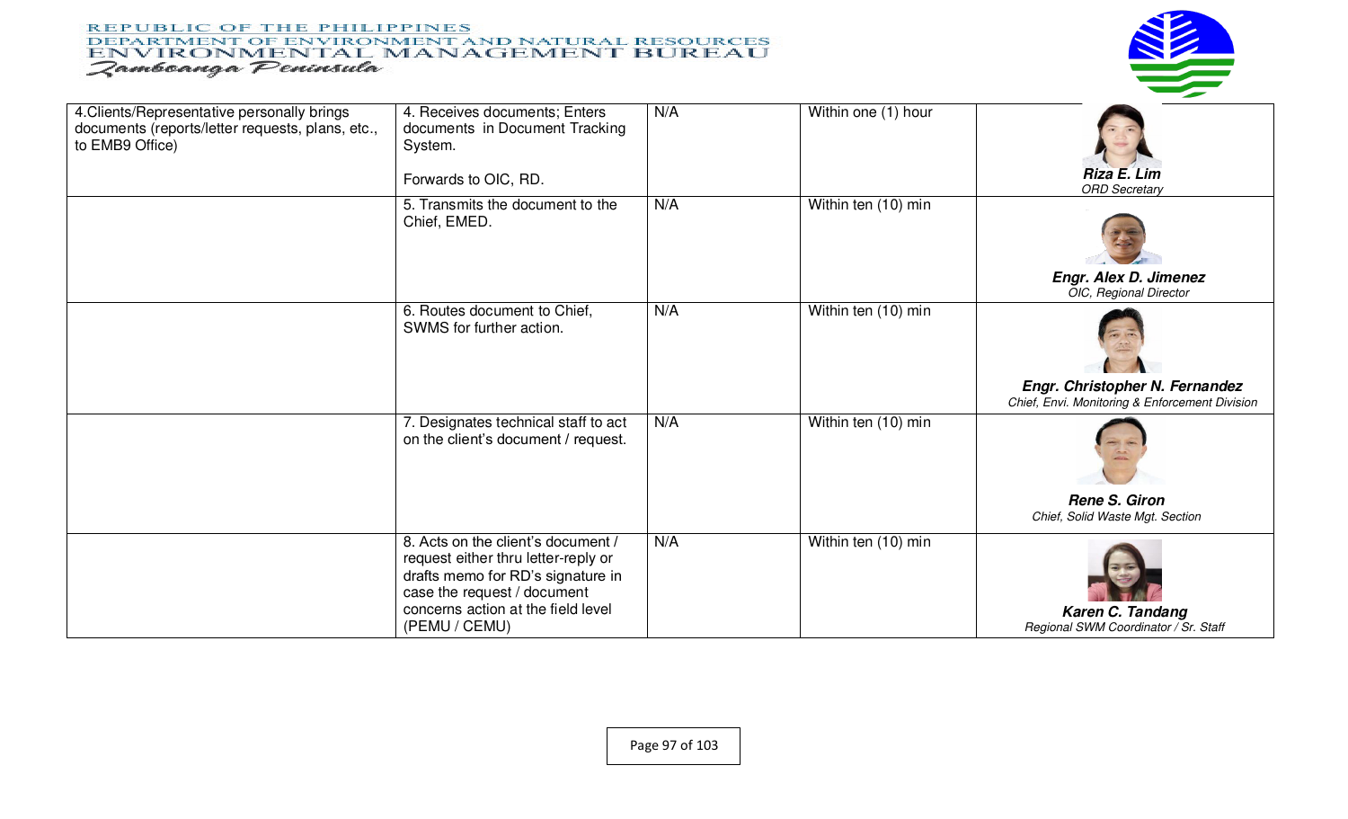| | | | | |
|---|---|---|---|---|
| 4.Clients/Representative personally brings documents (reports/letter requests, plans, etc., to EMB9 Office) | 4. Receives documents; Enters documents in Document Tracking System.<br><br>Forwards to OIC, RD. | N/A | Within one (1) hour | ***Riza E. Lim***<br>*ORD Secretary* |
| | 5. Transmits the document to the Chief, EMED. | N/A | Within ten (10) min | ***Engr. Alex D. Jimenez***<br>*OIC, Regional Director* |
| | 6. Routes document to Chief, SWMS for further action. | N/A | Within ten (10) min | ***Engr. Christopher N. Fernandez***<br>*Chief, Envi. Monitoring & Enforcement Division* |
| | 7. Designates technical staff to act on the client's document / request. | N/A | Within ten (10) min | ***Rene S. Giron***<br>*Chief, Solid Waste Mgt. Section* |
| | 8. Acts on the client's document / request either thru letter-reply or drafts memo for RD's signature in case the request / document concerns action at the field level (PEMU / CEMU) | N/A | Within ten (10) min | ***Karen C. Tandang***<br>*Regional SWM Coordinator / Sr. Staff* |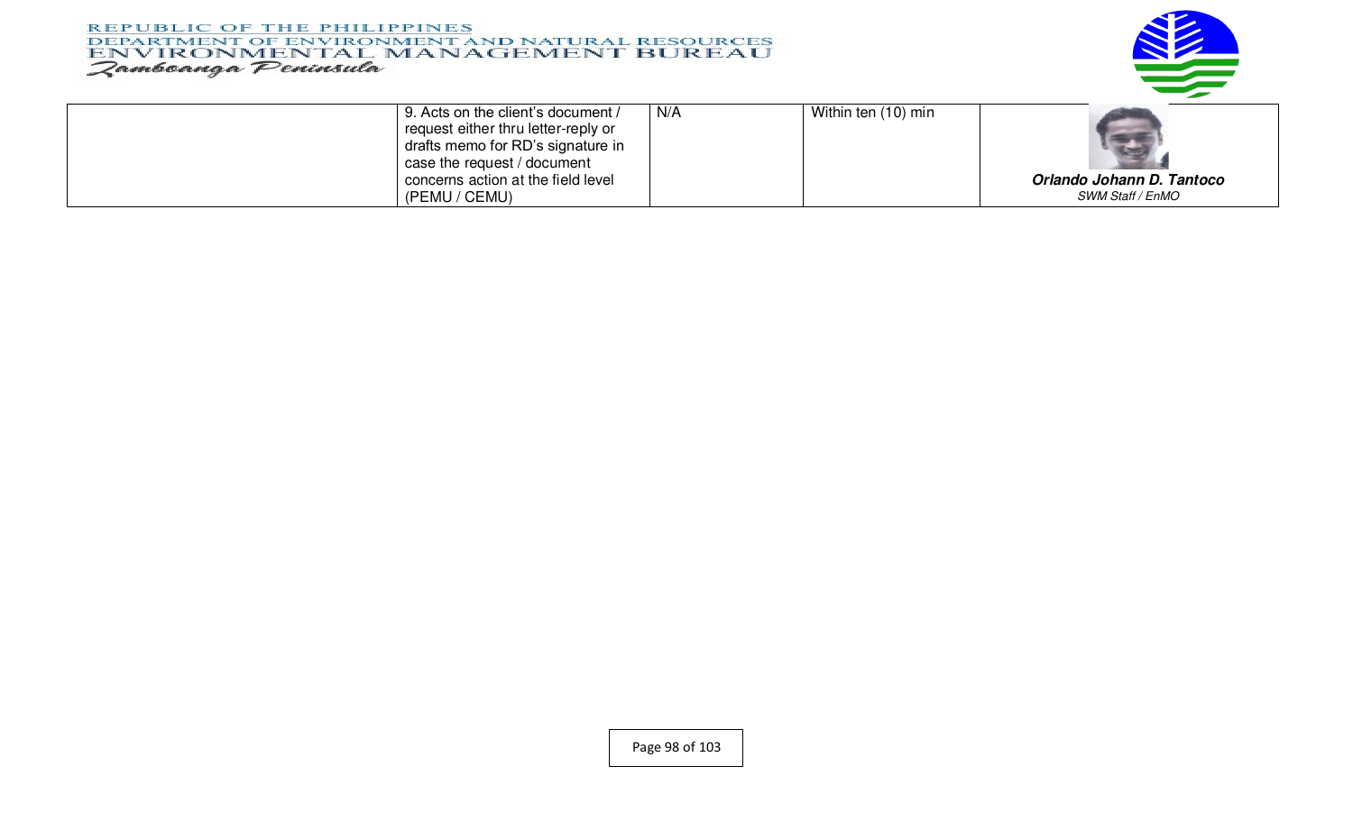| | | | | |
|---|---|---|---|---|
| | 9. Acts on the client's document / request either thru letter-reply or drafts memo for RD's signature in case the request / document concerns action at the field level (PEMU / CEMU) | N/A | Within ten (10) min | ***Orlando Johann D. Tantoco*** *SWM Staff / EnMO* |